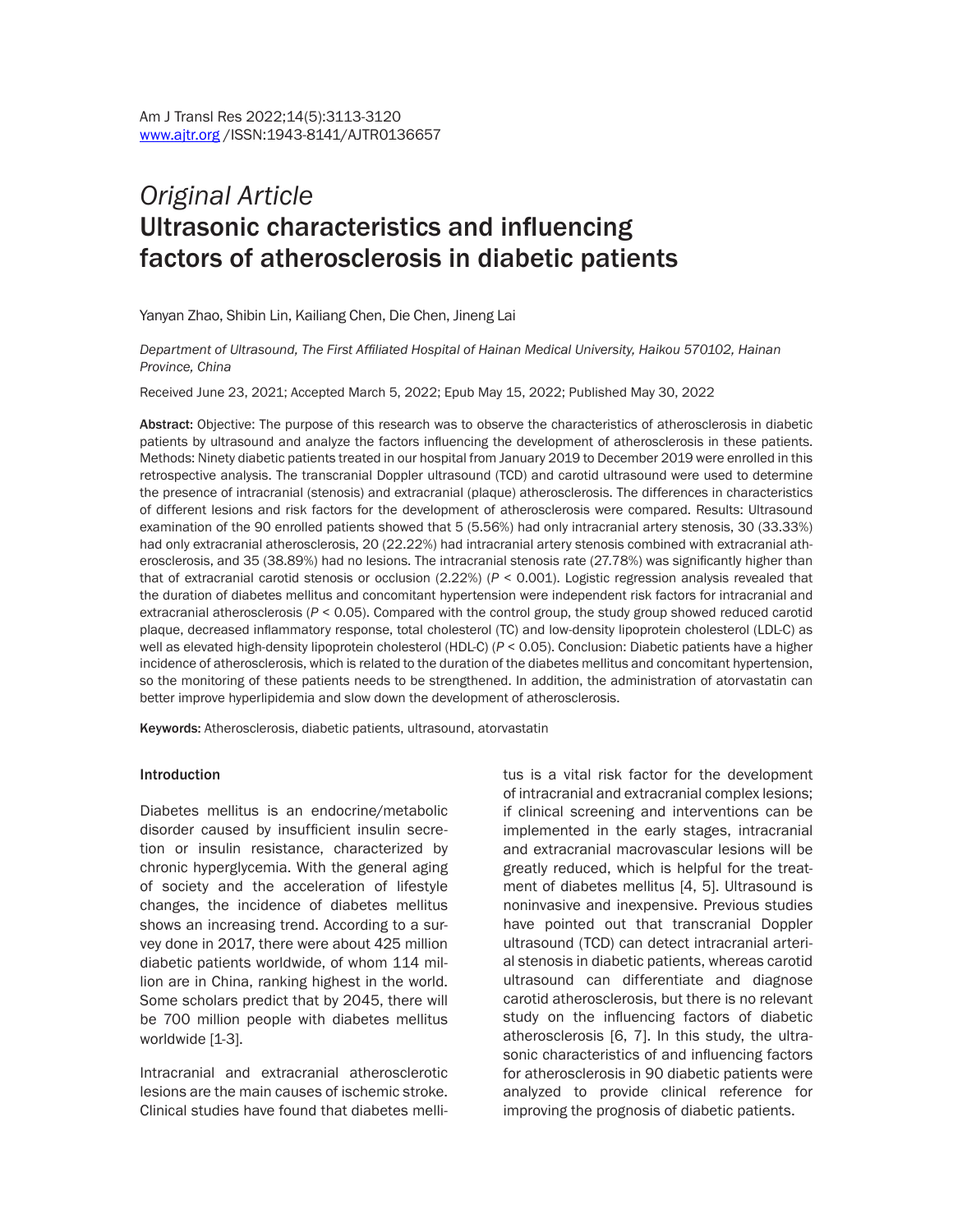*Original Article*

# Ultrasonic characteristics and influencing factors of atherosclerosis in diabetic patients

Yanyan Zhao, Shibin Lin, Kailiang Chen, Die Chen, Jineng Lai

*Department of Ultrasound, The First Affiliated Hospital of Hainan Medical University, Haikou 570102, Hainan Province, China*

Received June 23, 2021; Accepted March 5, 2022; Epub May 15, 2022; Published May 30, 2022

**Abstract:** Objective: The purpose of this research was to observe the characteristics of atherosclerosis in diabetic patients by ultrasound and analyze the factors influencing the development of atherosclerosis in these patients. Methods: Ninety diabetic patients treated in our hospital from January 2019 to December 2019 were enrolled in this retrospective analysis. The transcranial Doppler ultrasound (TCD) and carotid ultrasound were used to determine the presence of intracranial (stenosis) and extracranial (plaque) atherosclerosis. The differences in characteristics of different lesions and risk factors for the development of atherosclerosis were compared. Results: Ultrasound examination of the 90 enrolled patients showed that 5 (5.56%) had only intracranial artery stenosis, 30 (33.33%) had only extracranial atherosclerosis, 20 (22.22%) had intracranial artery stenosis combined with extracranial atherosclerosis, and 35 (38.89%) had no lesions. The intracranial stenosis rate (27.78%) was significantly higher than that of extracranial carotid stenosis or occlusion (2.22%) ($P < 0.001$). Logistic regression analysis revealed that the duration of diabetes mellitus and concomitant hypertension were independent risk factors for intracranial and extracranial atherosclerosis ($P < 0.05$). Compared with the control group, the study group showed reduced carotid plaque, decreased inflammatory response, total cholesterol (TC) and low-density lipoprotein cholesterol (LDL-C) as well as elevated high-density lipoprotein cholesterol (HDL-C) ($P < 0.05$). Conclusion: Diabetic patients have a higher incidence of atherosclerosis, which is related to the duration of the diabetes mellitus and concomitant hypertension, so the monitoring of these patients needs to be strengthened. In addition, the administration of atorvastatin can better improve hyperlipidemia and slow down the development of atherosclerosis.

**Keywords:** Atherosclerosis, diabetic patients, ultrasound, atorvastatin

## Introduction

Diabetes mellitus is an endocrine/metabolic disorder caused by insufficient insulin secretion or insulin resistance, characterized by chronic hyperglycemia. With the general aging of society and the acceleration of lifestyle changes, the incidence of diabetes mellitus shows an increasing trend. According to a survey done in 2017, there were about 425 million diabetic patients worldwide, of whom 114 million are in China, ranking highest in the world. Some scholars predict that by 2045, there will be 700 million people with diabetes mellitus worldwide [1-3].

Intracranial and extracranial atherosclerotic lesions are the main causes of ischemic stroke. Clinical studies have found that diabetes mellitus is a vital risk factor for the development of intracranial and extracranial complex lesions; if clinical screening and interventions can be implemented in the early stages, intracranial and extracranial macrovascular lesions will be greatly reduced, which is helpful for the treatment of diabetes mellitus [4, 5]. Ultrasound is noninvasive and inexpensive. Previous studies have pointed out that transcranial Doppler ultrasound (TCD) can detect intracranial arterial stenosis in diabetic patients, whereas carotid ultrasound can differentiate and diagnose carotid atherosclerosis, but there is no relevant study on the influencing factors of diabetic atherosclerosis [6, 7]. In this study, the ultrasonic characteristics of and influencing factors for atherosclerosis in 90 diabetic patients were analyzed to provide clinical reference for improving the prognosis of diabetic patients.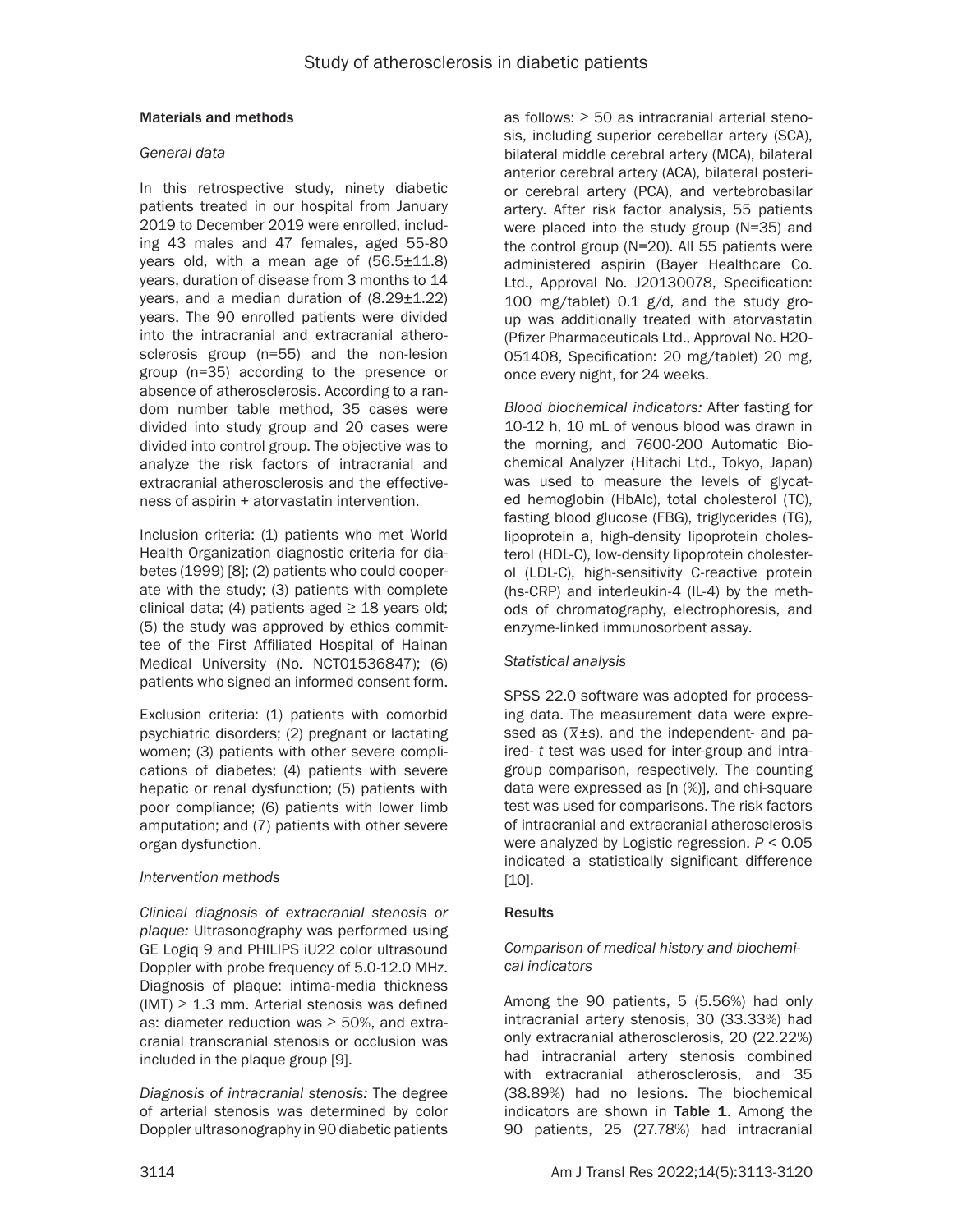## Materials and methods

### *General data*

In this retrospective study, ninety diabetic patients treated in our hospital from January 2019 to December 2019 were enrolled, including 43 males and 47 females, aged 55-80 years old, with a mean age of (56.5±11.8) years, duration of disease from 3 months to 14 years, and a median duration of (8.29±1.22) years. The 90 enrolled patients were divided into the intracranial and extracranial atherosclerosis group (n=55) and the non-lesion group (n=35) according to the presence or absence of atherosclerosis. According to a random number table method, 35 cases were divided into study group and 20 cases were divided into control group. The objective was to analyze the risk factors of intracranial and extracranial atherosclerosis and the effectiveness of aspirin + atorvastatin intervention.

Inclusion criteria: (1) patients who met World Health Organization diagnostic criteria for diabetes (1999) [8]; (2) patients who could cooperate with the study; (3) patients with complete clinical data; (4) patients aged ≥ 18 years old; (5) the study was approved by ethics committee of the First Affiliated Hospital of Hainan Medical University (No. NCT01536847); (6) patients who signed an informed consent form.

Exclusion criteria: (1) patients with comorbid psychiatric disorders; (2) pregnant or lactating women; (3) patients with other severe complications of diabetes; (4) patients with severe hepatic or renal dysfunction; (5) patients with poor compliance; (6) patients with lower limb amputation; and (7) patients with other severe organ dysfunction.

### *Intervention methods*

*Clinical diagnosis of extracranial stenosis or plaque:* Ultrasonography was performed using GE Logiq 9 and PHILIPS iU22 color ultrasound Doppler with probe frequency of 5.0-12.0 MHz. Diagnosis of plaque: intima-media thickness (IMT) ≥ 1.3 mm. Arterial stenosis was defined as: diameter reduction was ≥ 50%, and extracranial transcranial stenosis or occlusion was included in the plaque group [9].

*Diagnosis of intracranial stenosis:* The degree of arterial stenosis was determined by color Doppler ultrasonography in 90 diabetic patients as follows: ≥ 50 as intracranial arterial stenosis, including superior cerebellar artery (SCA), bilateral middle cerebral artery (MCA), bilateral anterior cerebral artery (ACA), bilateral posterior cerebral artery (PCA), and vertebrobasilar artery. After risk factor analysis, 55 patients were placed into the study group (N=35) and the control group (N=20). All 55 patients were administered aspirin (Bayer Healthcare Co. Ltd., Approval No. J20130078, Specification: 100 mg/tablet) 0.1 g/d, and the study group was additionally treated with atorvastatin (Pfizer Pharmaceuticals Ltd., Approval No. H20051408, Specification: 20 mg/tablet) 20 mg, once every night, for 24 weeks.

*Blood biochemical indicators:* After fasting for 10-12 h, 10 mL of venous blood was drawn in the morning, and 7600-200 Automatic Biochemical Analyzer (Hitachi Ltd., Tokyo, Japan) was used to measure the levels of glycated hemoglobin (HbAlc), total cholesterol (TC), fasting blood glucose (FBG), triglycerides (TG), lipoprotein a, high-density lipoprotein cholesterol (HDL-C), low-density lipoprotein cholesterol (LDL-C), high-sensitivity C-reactive protein (hs-CRP) and interleukin-4 (IL-4) by the methods of chromatography, electrophoresis, and enzyme-linked immunosorbent assay.

### *Statistical analysis*

SPSS 22.0 software was adopted for processing data. The measurement data were expressed as ($\bar{x}$±s), and the independent- and paired- *t* test was used for inter-group and intra-group comparison, respectively. The counting data were expressed as [n (%)], and chi-square test was used for comparisons. The risk factors of intracranial and extracranial atherosclerosis were analyzed by Logistic regression. $P < 0.05$ indicated a statistically significant difference [10].

## Results

### *Comparison of medical history and biochemical indicators*

Among the 90 patients, 5 (5.56%) had only intracranial artery stenosis, 30 (33.33%) had only extracranial atherosclerosis, 20 (22.22%) had intracranial artery stenosis combined with extracranial atherosclerosis, and 35 (38.89%) had no lesions. The biochemical indicators are shown in **Table 1**. Among the 90 patients, 25 (27.78%) had intracranial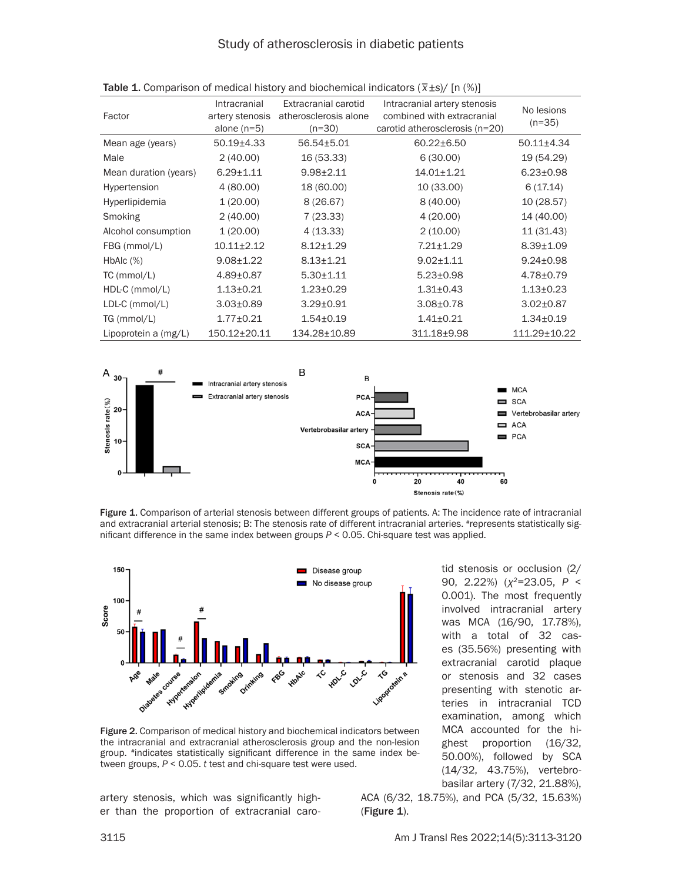Table 1. Comparison of medical history and biochemical indicators ($\bar{x}$±s)/ [n (%)]

| Factor | Intracranial artery stenosis alone (n=5) | Extracranial carotid atherosclerosis alone (n=30) | Intracranial artery stenosis combined with extracranial carotid atherosclerosis (n=20) | No lesions (n=35) |
|---|---|---|---|---|
| Mean age (years) | 50.19±4.33 | 56.54±5.01 | 60.22±6.50 | 50.11±4.34 |
| Male | 2 (40.00) | 16 (53.33) | 6 (30.00) | 19 (54.29) |
| Mean duration (years) | 6.29±1.11 | 9.98±2.11 | 14.01±1.21 | 6.23±0.98 |
| Hypertension | 4 (80.00) | 18 (60.00) | 10 (33.00) | 6 (17.14) |
| Hyperlipidemia | 1 (20.00) | 8 (26.67) | 8 (40.00) | 10 (28.57) |
| Smoking | 2 (40.00) | 7 (23.33) | 4 (20.00) | 14 (40.00) |
| Alcohol consumption | 1 (20.00) | 4 (13.33) | 2 (10.00) | 11 (31.43) |
| FBG (mmol/L) | 10.11±2.12 | 8.12±1.29 | 7.21±1.29 | 8.39±1.09 |
| HbAlc (%) | 9.08±1.22 | 8.13±1.21 | 9.02±1.11 | 9.24±0.98 |
| TC (mmol/L) | 4.89±0.87 | 5.30±1.11 | 5.23±0.98 | 4.78±0.79 |
| HDL-C (mmol/L) | 1.13±0.21 | 1.23±0.29 | 1.31±0.43 | 1.13±0.23 |
| LDL-C (mmol/L) | 3.03±0.89 | 3.29±0.91 | 3.08±0.78 | 3.02±0.87 |
| TG (mmol/L) | 1.77±0.21 | 1.54±0.19 | 1.41±0.21 | 1.34±0.19 |
| Lipoprotein a (mg/L) | 150.12±20.11 | 134.28±10.89 | 311.18±9.98 | 111.29±10.22 |

Figure 1. Comparison of arterial stenosis between different groups of patients. A: The incidence rate of intracranial and extracranial arterial stenosis; B: The stenosis rate of different intracranial arteries. #represents statistically significant difference in the same index between groups $P < 0.05$. Chi-square test was applied.

Figure 2. Comparison of medical history and biochemical indicators between the intracranial and extracranial atherosclerosis group and the non-lesion group. #indicates statistically significant difference in the same index between groups, $P < 0.05$. *t* test and chi-square test were used.

artery stenosis, which was significantly higher than the proportion of extracranial carotid stenosis or occlusion (2/90, 2.22%) ($\chi^2$=23.05, $P < 0.001$). The most frequently involved intracranial artery was MCA (16/90, 17.78%), with a total of 32 cases (35.56%) presenting with extracranial carotid plaque or stenosis and 32 cases presenting with stenotic arteries in intracranial TCD examination, among which MCA accounted for the highest proportion (16/32, 50.00%), followed by SCA (14/32, 43.75%), vertebrobasilar artery (7/32, 21.88%), ACA (6/32, 18.75%), and PCA (5/32, 15.63%) (**Figure 1**).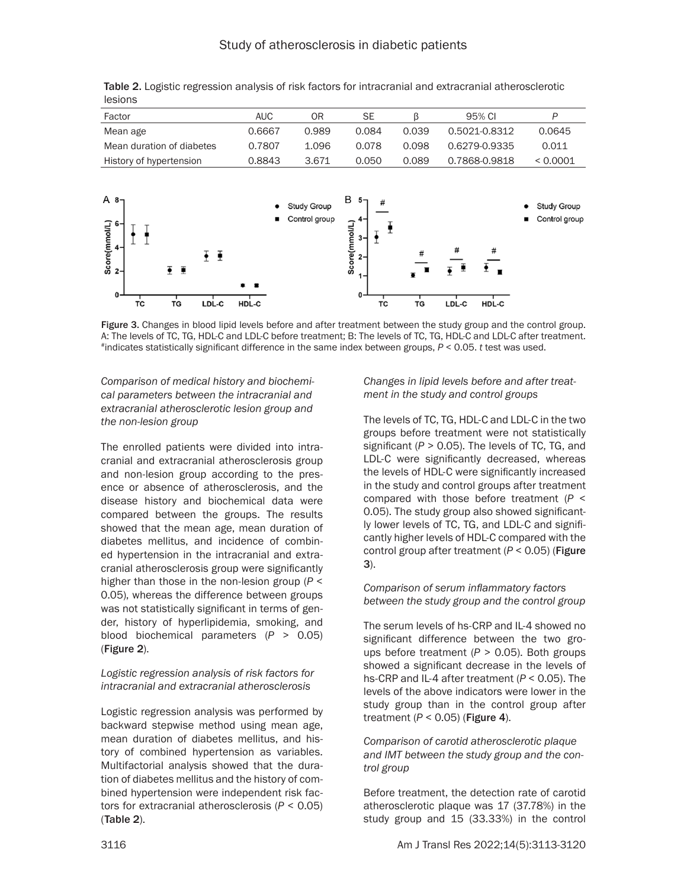**Table 2.** Logistic regression analysis of risk factors for intracranial and extracranial atherosclerotic lesions

| Factor | AUC | OR | SE | β | 95% CI | P |
|---|---|---|---|---|---|---|
| Mean age | 0.6667 | 0.989 | 0.084 | 0.039 | 0.5021-0.8312 | 0.0645 |
| Mean duration of diabetes | 0.7807 | 1.096 | 0.078 | 0.098 | 0.6279-0.9335 | 0.011 |
| History of hypertension | 0.8843 | 3.671 | 0.050 | 0.089 | 0.7868-0.9818 | < 0.0001 |

**Figure 3.** Changes in blood lipid levels before and after treatment between the study group and the control group. A: The levels of TC, TG, HDL-C and LDL-C before treatment; B: The levels of TC, TG, HDL-C and LDL-C after treatment. #indicates statistically significant difference in the same index between groups, $P < 0.05$. *t* test was used.

### *Comparison of medical history and biochemical parameters between the intracranial and extracranial atherosclerotic lesion group and the non-lesion group*

The enrolled patients were divided into intracranial and extracranial atherosclerosis group and non-lesion group according to the presence or absence of atherosclerosis, and the disease history and biochemical data were compared between the groups. The results showed that the mean age, mean duration of diabetes mellitus, and incidence of combined hypertension in the intracranial and extracranial atherosclerosis group were significantly higher than those in the non-lesion group ($P < 0.05$), whereas the difference between groups was not statistically significant in terms of gender, history of hyperlipidemia, smoking, and blood biochemical parameters ($P > 0.05$) (**Figure 2**).

### *Logistic regression analysis of risk factors for intracranial and extracranial atherosclerosis*

Logistic regression analysis was performed by backward stepwise method using mean age, mean duration of diabetes mellitus, and history of combined hypertension as variables. Multifactorial analysis showed that the duration of diabetes mellitus and the history of combined hypertension were independent risk factors for extracranial atherosclerosis ($P < 0.05$) (**Table 2**).

### *Changes in lipid levels before and after treatment in the study and control groups*

The levels of TC, TG, HDL-C and LDL-C in the two groups before treatment were not statistically significant ($P > 0.05$). The levels of TC, TG, and LDL-C were significantly decreased, whereas the levels of HDL-C were significantly increased in the study and control groups after treatment compared with those before treatment ($P < 0.05$). The study group also showed significantly lower levels of TC, TG, and LDL-C and significantly higher levels of HDL-C compared with the control group after treatment ($P < 0.05$) (**Figure 3**).

### *Comparison of serum inflammatory factors between the study group and the control group*

The serum levels of hs-CRP and IL-4 showed no significant difference between the two groups before treatment ($P > 0.05$). Both groups showed a significant decrease in the levels of hs-CRP and IL-4 after treatment ($P < 0.05$). The levels of the above indicators were lower in the study group than in the control group after treatment ($P < 0.05$) (**Figure 4**).

### *Comparison of carotid atherosclerotic plaque and IMT between the study group and the control group*

Before treatment, the detection rate of carotid atherosclerotic plaque was 17 (37.78%) in the study group and 15 (33.33%) in the control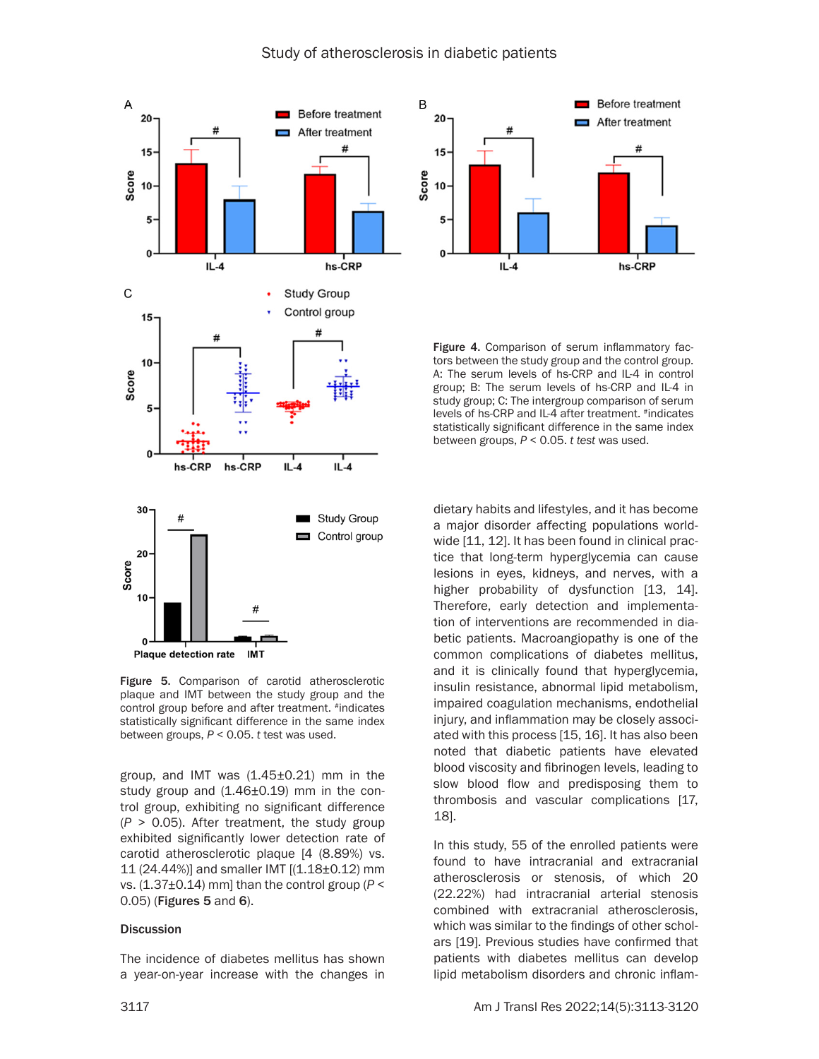Figure 4. Comparison of serum inflammatory factors between the study group and the control group. A: The serum levels of hs-CRP and IL-4 in control group; B: The serum levels of hs-CRP and IL-4 in study group; C: The intergroup comparison of serum levels of hs-CRP and IL-4 after treatment. #indicates statistically significant difference in the same index between groups, $P < 0.05$. *t test* was used.

Figure 5. Comparison of carotid atherosclerotic plaque and IMT between the study group and the control group before and after treatment. #indicates statistically significant difference in the same index between groups, $P < 0.05$. *t* test was used.

group, and IMT was (1.45±0.21) mm in the study group and (1.46±0.19) mm in the control group, exhibiting no significant difference ($P > 0.05$). After treatment, the study group exhibited significantly lower detection rate of carotid atherosclerotic plaque [4 (8.89%) vs. 11 (24.44%)] and smaller IMT [(1.18±0.12) mm vs. (1.37±0.14) mm] than the control group ($P < 0.05$) (**Figures 5** and **6**).

## Discussion

The incidence of diabetes mellitus has shown a year-on-year increase with the changes in dietary habits and lifestyles, and it has become a major disorder affecting populations worldwide [11, 12]. It has been found in clinical practice that long-term hyperglycemia can cause lesions in eyes, kidneys, and nerves, with a higher probability of dysfunction [13, 14]. Therefore, early detection and implementation of interventions are recommended in diabetic patients. Macroangiopathy is one of the common complications of diabetes mellitus, and it is clinically found that hyperglycemia, insulin resistance, abnormal lipid metabolism, impaired coagulation mechanisms, endothelial injury, and inflammation may be closely associated with this process [15, 16]. It has also been noted that diabetic patients have elevated blood viscosity and fibrinogen levels, leading to slow blood flow and predisposing them to thrombosis and vascular complications [17, 18].

In this study, 55 of the enrolled patients were found to have intracranial and extracranial atherosclerosis or stenosis, of which 20 (22.22%) had intracranial arterial stenosis combined with extracranial atherosclerosis, which was similar to the findings of other scholars [19]. Previous studies have confirmed that patients with diabetes mellitus can develop lipid metabolism disorders and chronic inflam-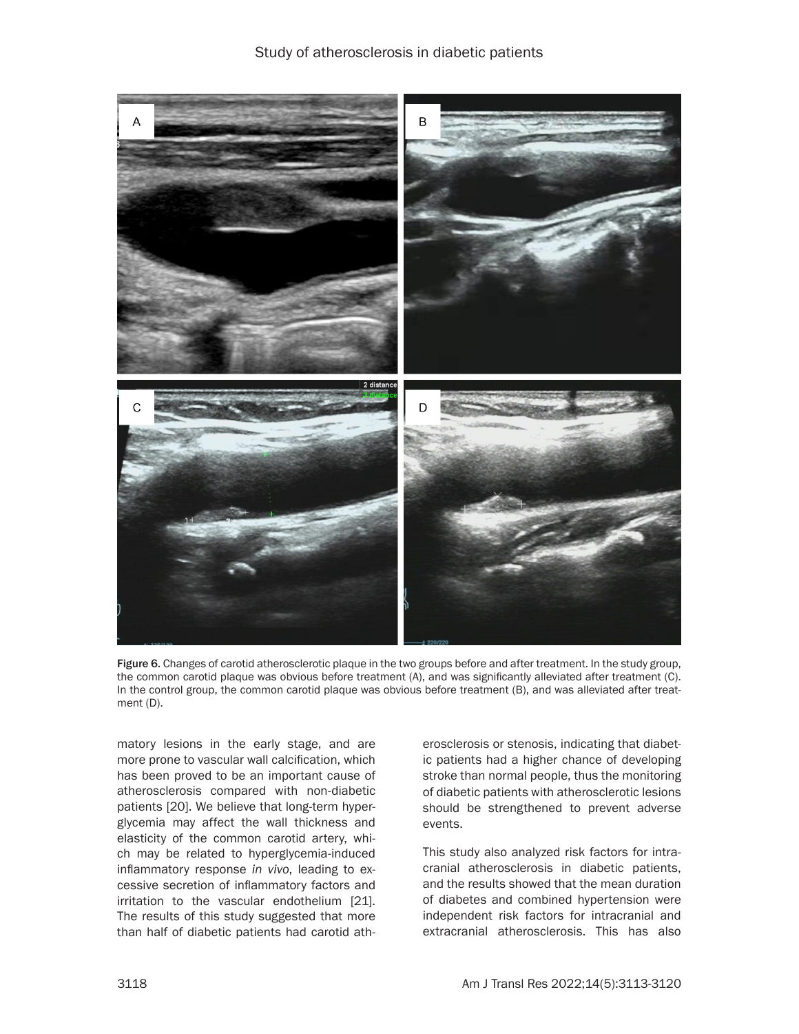Figure 6. Changes of carotid atherosclerotic plaque in the two groups before and after treatment. In the study group, the common carotid plaque was obvious before treatment (A), and was significantly alleviated after treatment (C). In the control group, the common carotid plaque was obvious before treatment (B), and was alleviated after treatment (D).

matory lesions in the early stage, and are more prone to vascular wall calcification, which has been proved to be an important cause of atherosclerosis compared with non-diabetic patients [20]. We believe that long-term hyperglycemia may affect the wall thickness and elasticity of the common carotid artery, which may be related to hyperglycemia-induced inflammatory response *in vivo*, leading to excessive secretion of inflammatory factors and irritation to the vascular endothelium [21]. The results of this study suggested that more than half of diabetic patients had carotid atherosclerosis or stenosis, indicating that diabetic patients had a higher chance of developing stroke than normal people, thus the monitoring of diabetic patients with atherosclerotic lesions should be strengthened to prevent adverse events.

This study also analyzed risk factors for intracranial atherosclerosis in diabetic patients, and the results showed that the mean duration of diabetes and combined hypertension were independent risk factors for intracranial and extracranial atherosclerosis. This has also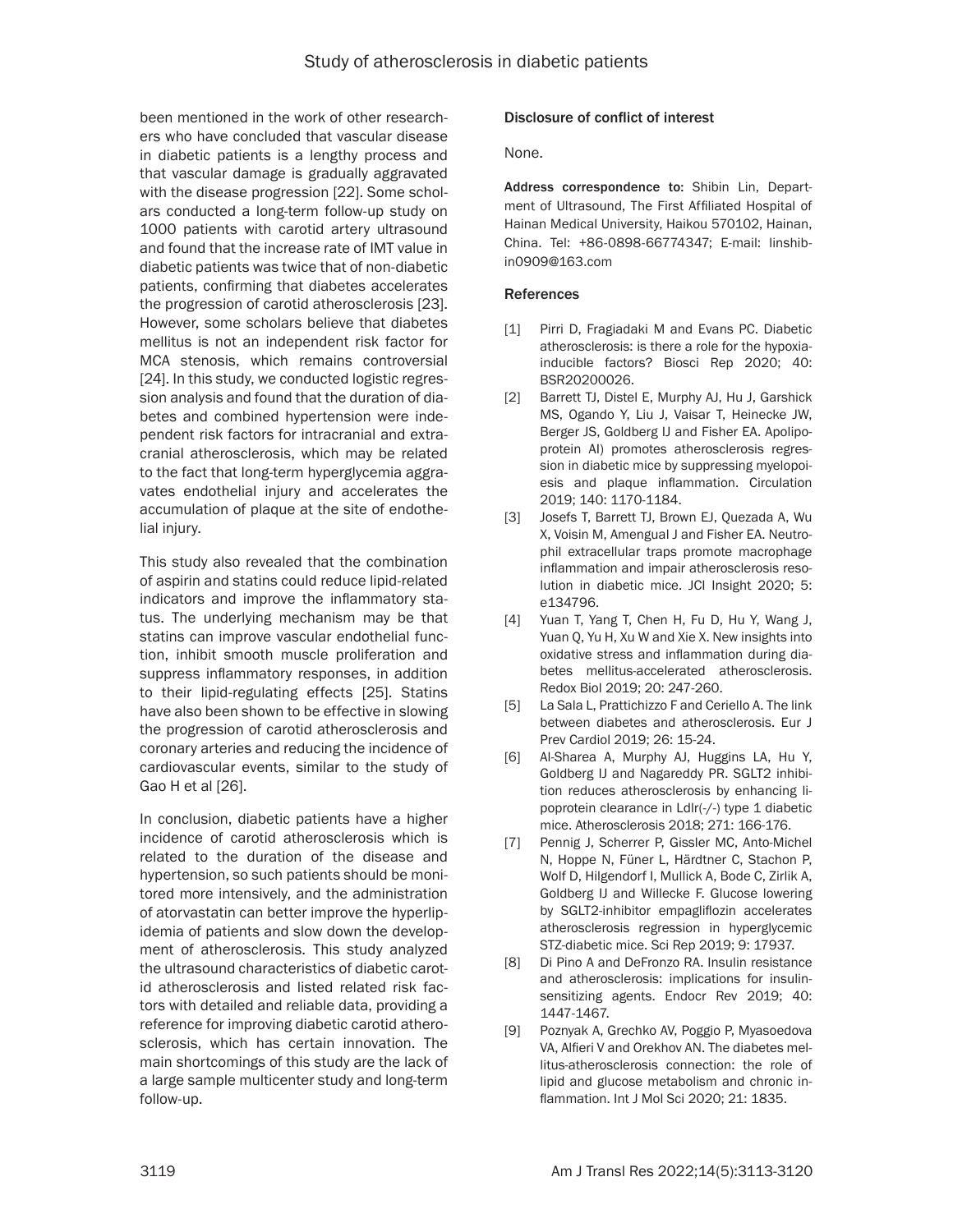been mentioned in the work of other researchers who have concluded that vascular disease in diabetic patients is a lengthy process and that vascular damage is gradually aggravated with the disease progression [22]. Some scholars conducted a long-term follow-up study on 1000 patients with carotid artery ultrasound and found that the increase rate of IMT value in diabetic patients was twice that of non-diabetic patients, confirming that diabetes accelerates the progression of carotid atherosclerosis [23]. However, some scholars believe that diabetes mellitus is not an independent risk factor for MCA stenosis, which remains controversial [24]. In this study, we conducted logistic regression analysis and found that the duration of diabetes and combined hypertension were independent risk factors for intracranial and extracranial atherosclerosis, which may be related to the fact that long-term hyperglycemia aggravates endothelial injury and accelerates the accumulation of plaque at the site of endothelial injury.

This study also revealed that the combination of aspirin and statins could reduce lipid-related indicators and improve the inflammatory status. The underlying mechanism may be that statins can improve vascular endothelial function, inhibit smooth muscle proliferation and suppress inflammatory responses, in addition to their lipid-regulating effects [25]. Statins have also been shown to be effective in slowing the progression of carotid atherosclerosis and coronary arteries and reducing the incidence of cardiovascular events, similar to the study of Gao H et al [26].

In conclusion, diabetic patients have a higher incidence of carotid atherosclerosis which is related to the duration of the disease and hypertension, so such patients should be monitored more intensively, and the administration of atorvastatin can better improve the hyperlipidemia of patients and slow down the development of atherosclerosis. This study analyzed the ultrasound characteristics of diabetic carotid atherosclerosis and listed related risk factors with detailed and reliable data, providing a reference for improving diabetic carotid atherosclerosis, which has certain innovation. The main shortcomings of this study are the lack of a large sample multicenter study and long-term follow-up.

#### Disclosure of conflict of interest

None.

**Address correspondence to:** Shibin Lin, Department of Ultrasound, The First Affiliated Hospital of Hainan Medical University, Haikou 570102, Hainan, China. Tel: +86-0898-66774347; E-mail: linshibin0909@163.com

#### References

[1] Pirri D, Fragiadaki M and Evans PC. Diabetic atherosclerosis: is there a role for the hypoxia-inducible factors? Biosci Rep 2020; 40: BSR20200026.

[2] Barrett TJ, Distel E, Murphy AJ, Hu J, Garshick MS, Ogando Y, Liu J, Vaisar T, Heinecke JW, Berger JS, Goldberg IJ and Fisher EA. Apolipoprotein AI) promotes atherosclerosis regression in diabetic mice by suppressing myelopoiesis and plaque inflammation. Circulation 2019; 140: 1170-1184.

[3] Josefs T, Barrett TJ, Brown EJ, Quezada A, Wu X, Voisin M, Amengual J and Fisher EA. Neutrophil extracellular traps promote macrophage inflammation and impair atherosclerosis resolution in diabetic mice. JCI Insight 2020; 5: e134796.

[4] Yuan T, Yang T, Chen H, Fu D, Hu Y, Wang J, Yuan Q, Yu H, Xu W and Xie X. New insights into oxidative stress and inflammation during diabetes mellitus-accelerated atherosclerosis. Redox Biol 2019; 20: 247-260.

[5] La Sala L, Prattichizzo F and Ceriello A. The link between diabetes and atherosclerosis. Eur J Prev Cardiol 2019; 26: 15-24.

[6] Al-Sharea A, Murphy AJ, Huggins LA, Hu Y, Goldberg IJ and Nagareddy PR. SGLT2 inhibition reduces atherosclerosis by enhancing lipoprotein clearance in Ldlr(-/-) type 1 diabetic mice. Atherosclerosis 2018; 271: 166-176.

[7] Pennig J, Scherrer P, Gissler MC, Anto-Michel N, Hoppe N, Füner L, Härdtner C, Stachon P, Wolf D, Hilgendorf I, Mullick A, Bode C, Zirlik A, Goldberg IJ and Willecke F. Glucose lowering by SGLT2-inhibitor empagliflozin accelerates atherosclerosis regression in hyperglycemic STZ-diabetic mice. Sci Rep 2019; 9: 17937.

[8] Di Pino A and DeFronzo RA. Insulin resistance and atherosclerosis: implications for insulin-sensitizing agents. Endocr Rev 2019; 40: 1447-1467.

[9] Poznyak A, Grechko AV, Poggio P, Myasoedova VA, Alfieri V and Orekhov AN. The diabetes mellitus-atherosclerosis connection: the role of lipid and glucose metabolism and chronic inflammation. Int J Mol Sci 2020; 21: 1835.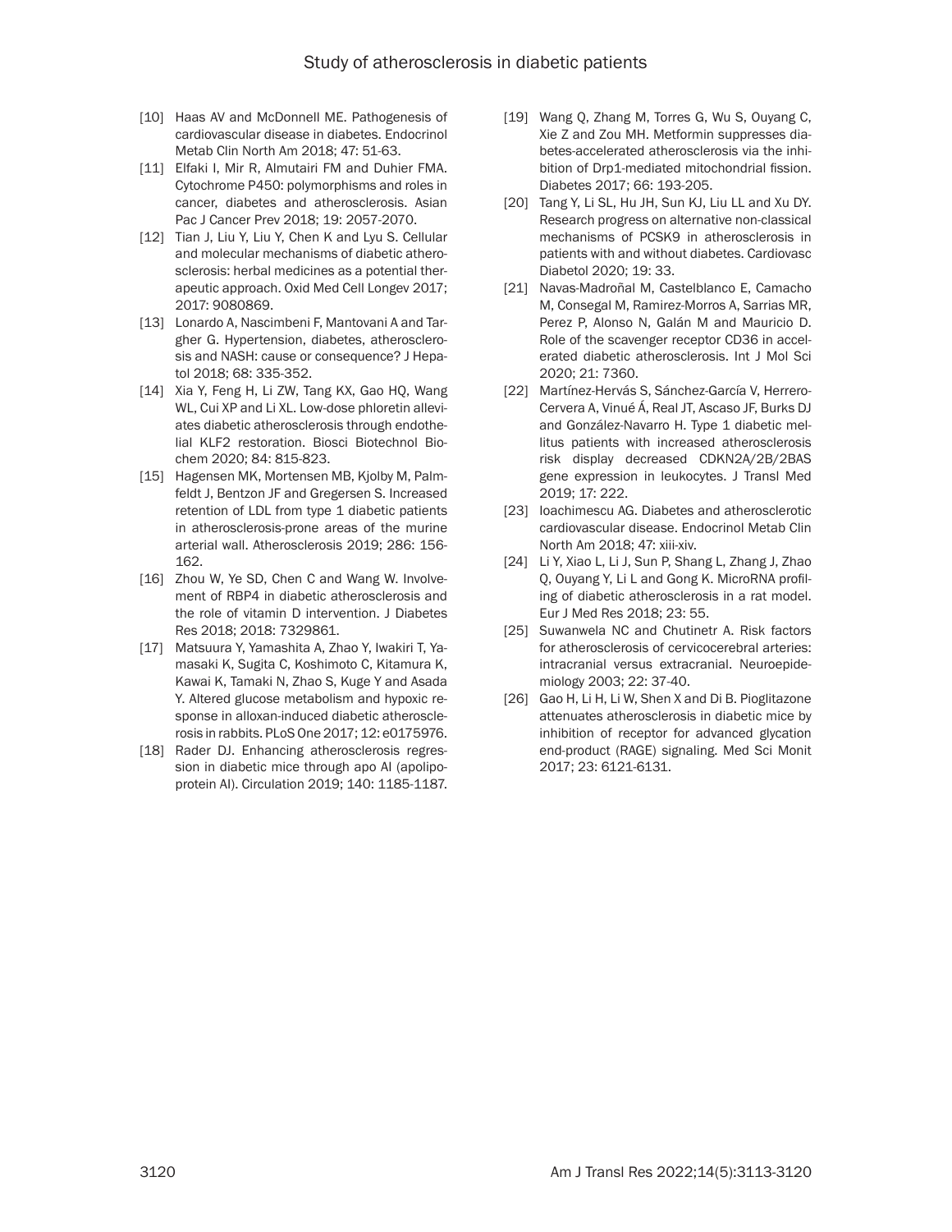[10] Haas AV and McDonnell ME. Pathogenesis of cardiovascular disease in diabetes. Endocrinol Metab Clin North Am 2018; 47: 51-63.

[11] Elfaki I, Mir R, Almutairi FM and Duhier FMA. Cytochrome P450: polymorphisms and roles in cancer, diabetes and atherosclerosis. Asian Pac J Cancer Prev 2018; 19: 2057-2070.

[12] Tian J, Liu Y, Liu Y, Chen K and Lyu S. Cellular and molecular mechanisms of diabetic atherosclerosis: herbal medicines as a potential therapeutic approach. Oxid Med Cell Longev 2017; 2017: 9080869.

[13] Lonardo A, Nascimbeni F, Mantovani A and Targher G. Hypertension, diabetes, atherosclerosis and NASH: cause or consequence? J Hepatol 2018; 68: 335-352.

[14] Xia Y, Feng H, Li ZW, Tang KX, Gao HQ, Wang WL, Cui XP and Li XL. Low-dose phloretin alleviates diabetic atherosclerosis through endothelial KLF2 restoration. Biosci Biotechnol Biochem 2020; 84: 815-823.

[15] Hagensen MK, Mortensen MB, Kjolby M, Palmfeldt J, Bentzon JF and Gregersen S. Increased retention of LDL from type 1 diabetic patients in atherosclerosis-prone areas of the murine arterial wall. Atherosclerosis 2019; 286: 156-162.

[16] Zhou W, Ye SD, Chen C and Wang W. Involvement of RBP4 in diabetic atherosclerosis and the role of vitamin D intervention. J Diabetes Res 2018; 2018: 7329861.

[17] Matsuura Y, Yamashita A, Zhao Y, Iwakiri T, Yamasaki K, Sugita C, Koshimoto C, Kitamura K, Kawai K, Tamaki N, Zhao S, Kuge Y and Asada Y. Altered glucose metabolism and hypoxic response in alloxan-induced diabetic atherosclerosis in rabbits. PLoS One 2017; 12: e0175976.

[18] Rader DJ. Enhancing atherosclerosis regression in diabetic mice through apo AI (apolipoprotein AI). Circulation 2019; 140: 1185-1187.

[19] Wang Q, Zhang M, Torres G, Wu S, Ouyang C, Xie Z and Zou MH. Metformin suppresses diabetes-accelerated atherosclerosis via the inhibition of Drp1-mediated mitochondrial fission. Diabetes 2017; 66: 193-205.

[20] Tang Y, Li SL, Hu JH, Sun KJ, Liu LL and Xu DY. Research progress on alternative non-classical mechanisms of PCSK9 in atherosclerosis in patients with and without diabetes. Cardiovasc Diabetol 2020; 19: 33.

[21] Navas-Madroñal M, Castelblanco E, Camacho M, Consegal M, Ramirez-Morros A, Sarrias MR, Perez P, Alonso N, Galán M and Mauricio D. Role of the scavenger receptor CD36 in accelerated diabetic atherosclerosis. Int J Mol Sci 2020; 21: 7360.

[22] Martínez-Hervás S, Sánchez-García V, Herrero-Cervera A, Vinué Á, Real JT, Ascaso JF, Burks DJ and González-Navarro H. Type 1 diabetic mellitus patients with increased atherosclerosis risk display decreased CDKN2A/2B/2BAS gene expression in leukocytes. J Transl Med 2019; 17: 222.

[23] Ioachimescu AG. Diabetes and atherosclerotic cardiovascular disease. Endocrinol Metab Clin North Am 2018; 47: xiii-xiv.

[24] Li Y, Xiao L, Li J, Sun P, Shang L, Zhang J, Zhao Q, Ouyang Y, Li L and Gong K. MicroRNA profiling of diabetic atherosclerosis in a rat model. Eur J Med Res 2018; 23: 55.

[25] Suwanwela NC and Chutinetr A. Risk factors for atherosclerosis of cervicocerebral arteries: intracranial versus extracranial. Neuroepidemiology 2003; 22: 37-40.

[26] Gao H, Li H, Li W, Shen X and Di B. Pioglitazone attenuates atherosclerosis in diabetic mice by inhibition of receptor for advanced glycation end-product (RAGE) signaling. Med Sci Monit 2017; 23: 6121-6131.